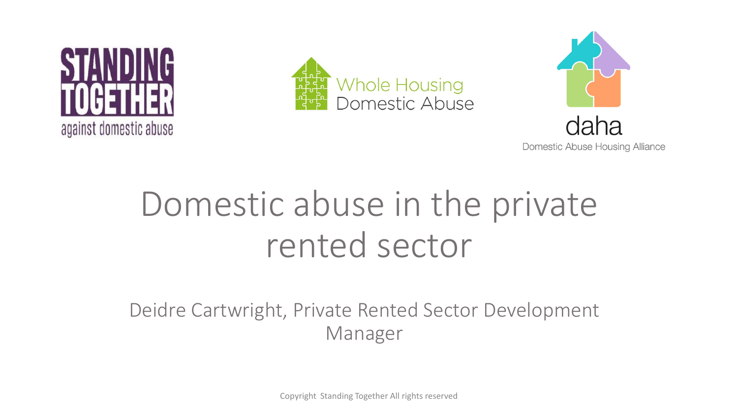STANDING TOGETHER against domestic abuse

Whole Housing Domestic Abuse

daha
Domestic Abuse Housing Alliance

# Domestic abuse in the private rented sector

Deidre Cartwright, Private Rented Sector Development Manager

Copyright Standing Together All rights reserved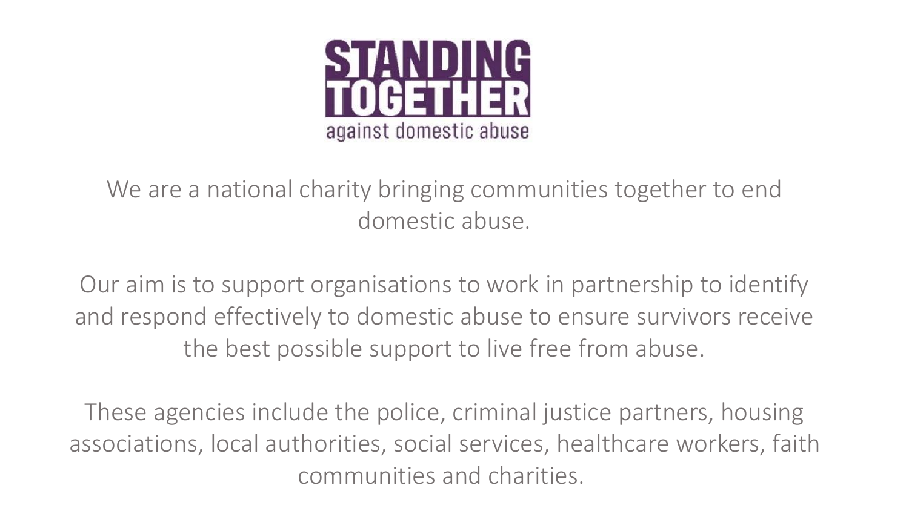# STANDING TOGETHER

against domestic abuse

We are a national charity bringing communities together to end domestic abuse.

Our aim is to support organisations to work in partnership to identify and respond effectively to domestic abuse to ensure survivors receive the best possible support to live free from abuse.

These agencies include the police, criminal justice partners, housing associations, local authorities, social services, healthcare workers, faith communities and charities.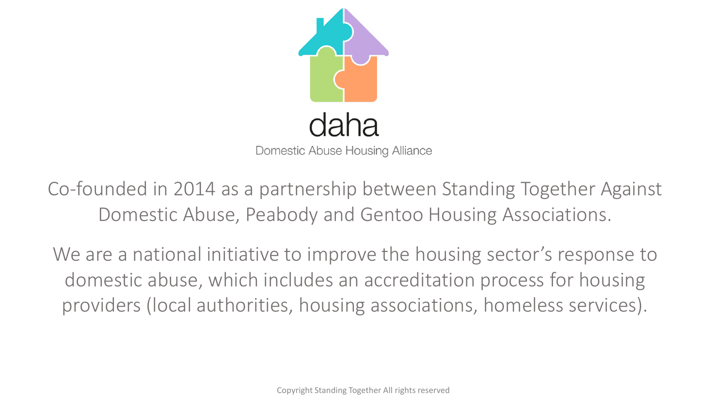daha

Domestic Abuse Housing Alliance

Co-founded in 2014 as a partnership between Standing Together Against Domestic Abuse, Peabody and Gentoo Housing Associations.

We are a national initiative to improve the housing sector's response to domestic abuse, which includes an accreditation process for housing providers (local authorities, housing associations, homeless services).

Copyright Standing Together All rights reserved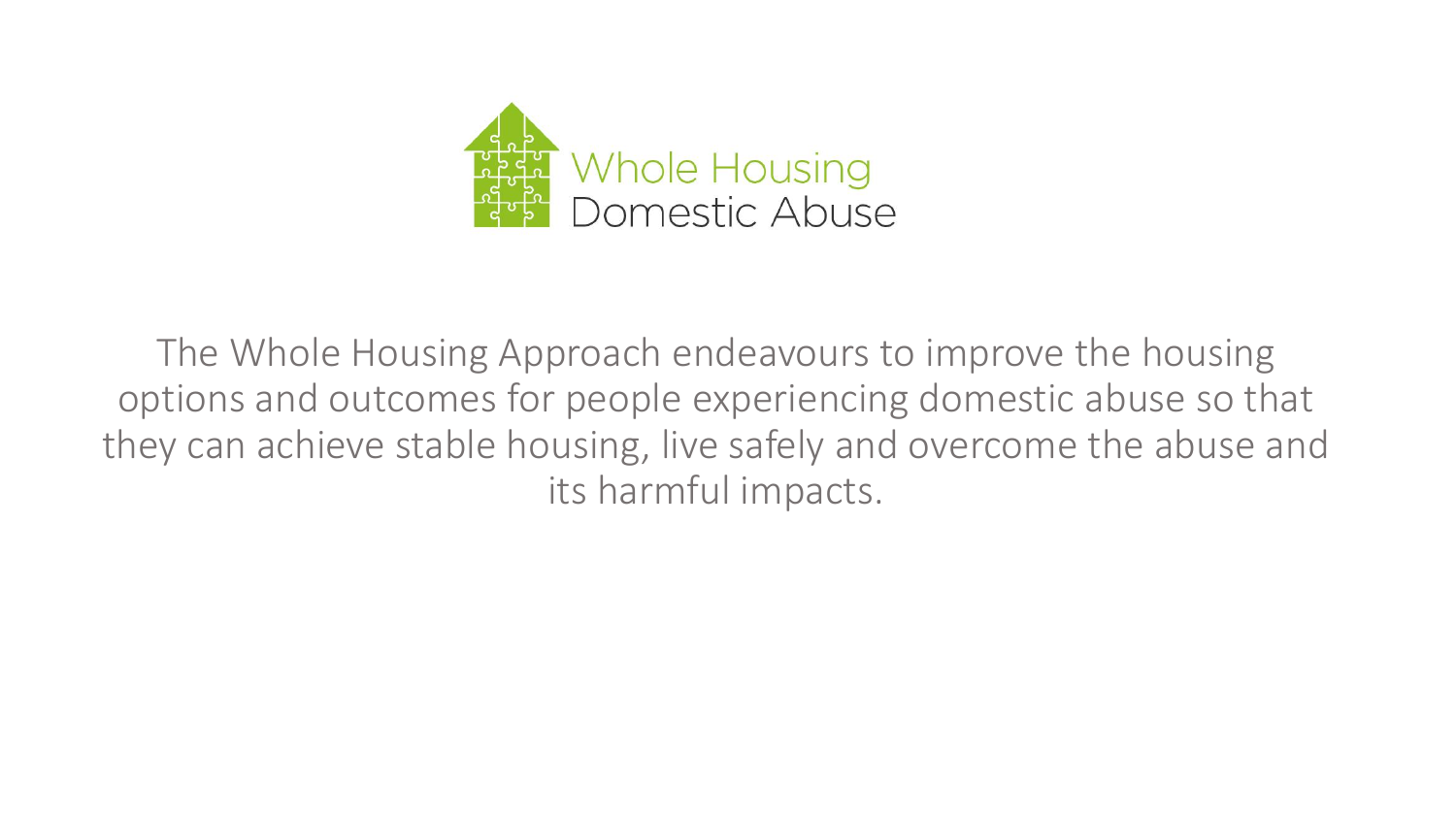Whole Housing
Domestic Abuse

The Whole Housing Approach endeavours to improve the housing options and outcomes for people experiencing domestic abuse so that they can achieve stable housing, live safely and overcome the abuse and its harmful impacts.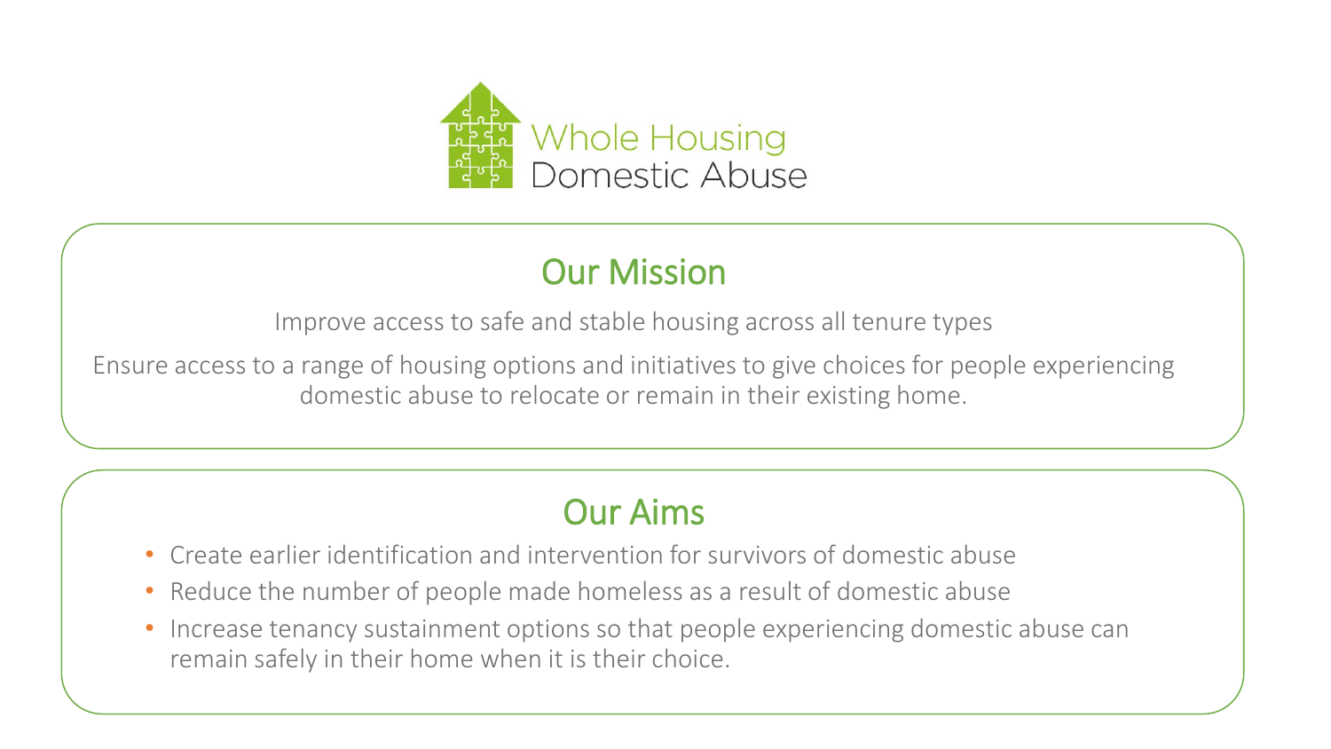Whole Housing
Domestic Abuse

## Our Mission

Improve access to safe and stable housing across all tenure types

Ensure access to a range of housing options and initiatives to give choices for people experiencing domestic abuse to relocate or remain in their existing home.

## Our Aims

- Create earlier identification and intervention for survivors of domestic abuse
- Reduce the number of people made homeless as a result of domestic abuse
- Increase tenancy sustainment options so that people experiencing domestic abuse can remain safely in their home when it is their choice.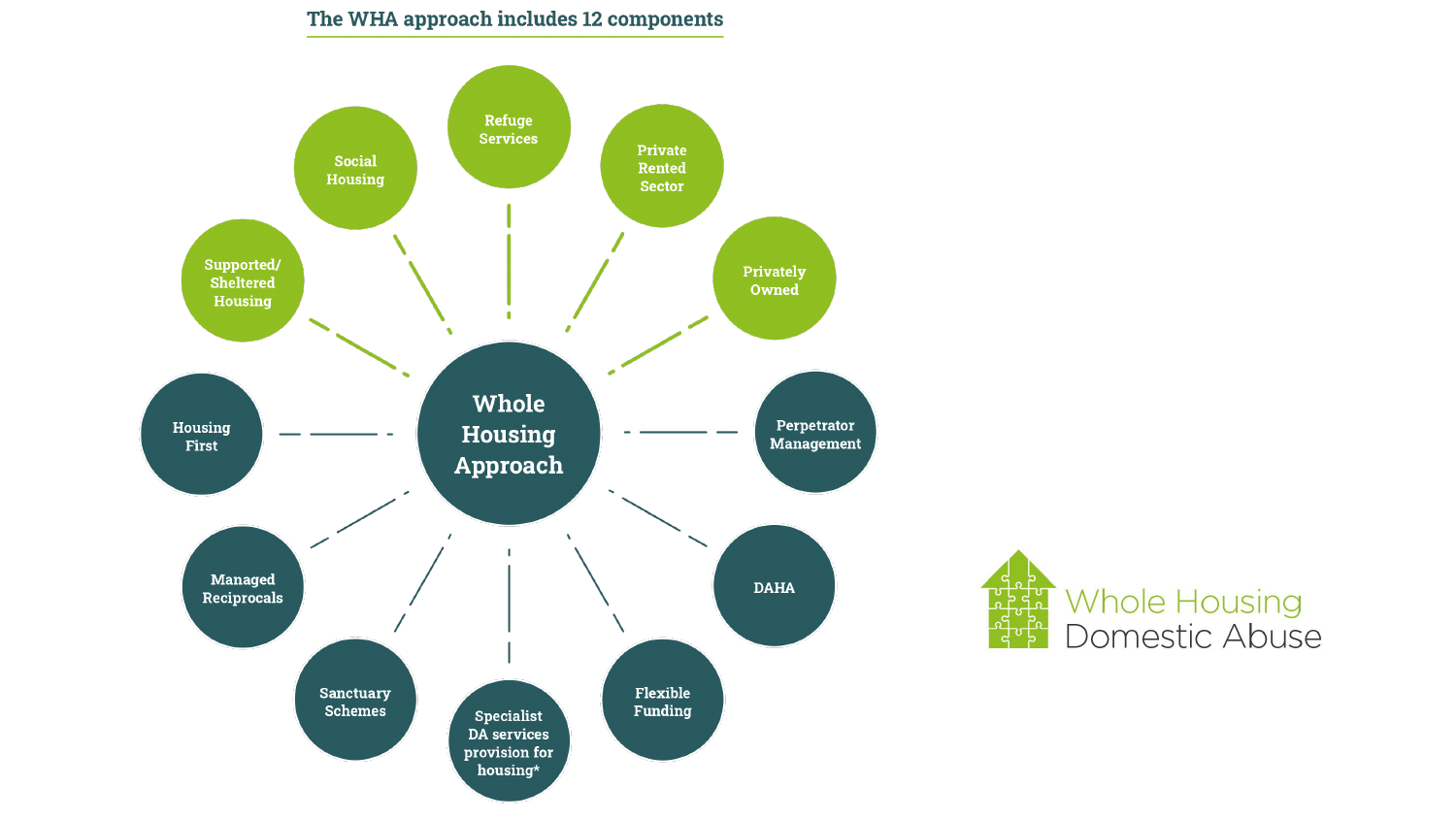## The WHA approach includes 12 components

- Whole Housing Approach
  - Refuge Services
  - Private Rented Sector
  - Privately Owned
  - Perpetrator Management
  - DAHA
  - Flexible Funding
  - Specialist DA services provision for housing*
  - Sanctuary Schemes
  - Managed Reciprocals
  - Housing First
  - Supported/ Sheltered Housing
  - Social Housing

Whole Housing Domestic Abuse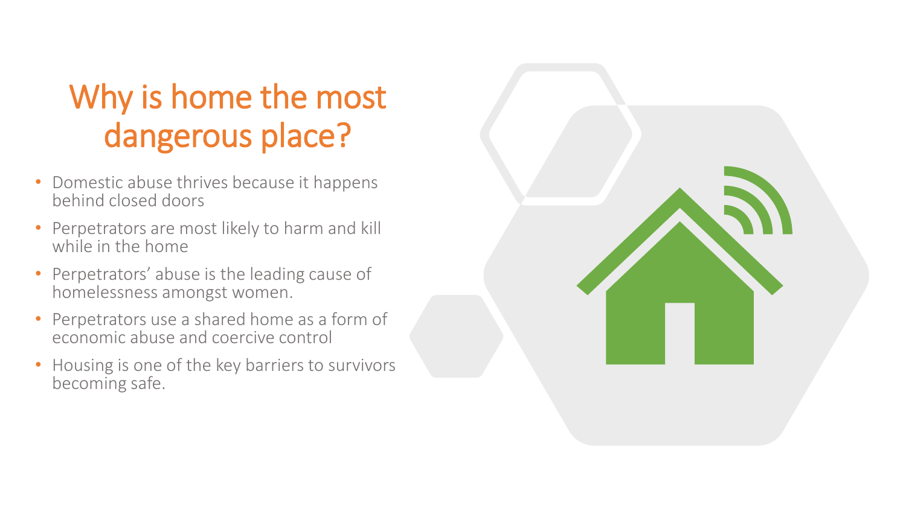# Why is home the most dangerous place?

- Domestic abuse thrives because it happens behind closed doors
- Perpetrators are most likely to harm and kill while in the home
- Perpetrators’ abuse is the leading cause of homelessness amongst women.
- Perpetrators use a shared home as a form of economic abuse and coercive control
- Housing is one of the key barriers to survivors becoming safe.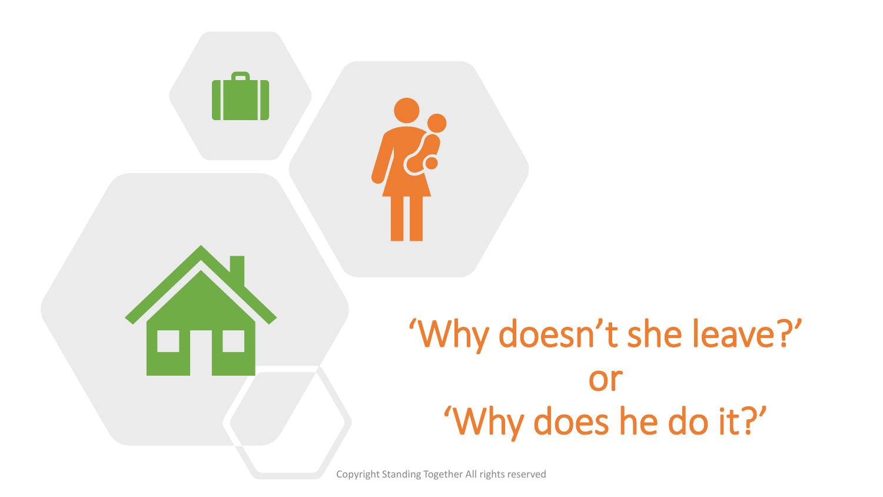‘Why doesn’t she leave?’

or

‘Why does he do it?’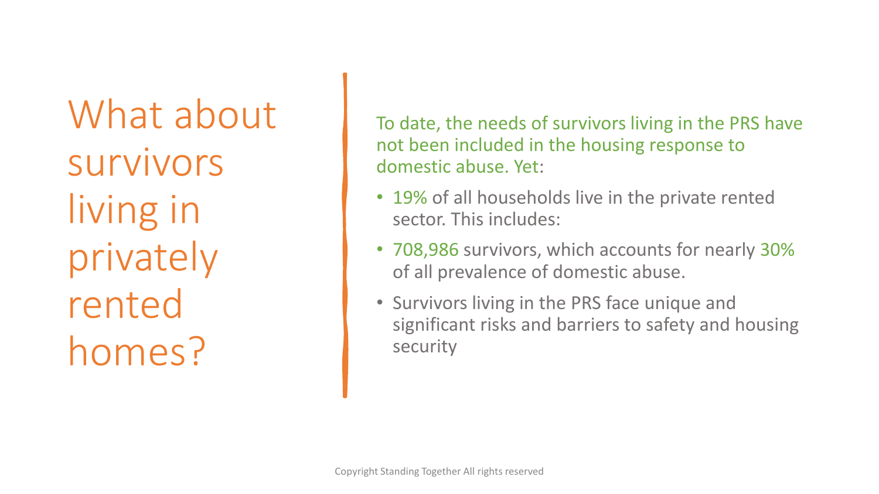# What about survivors living in privately rented homes?

To date, the needs of survivors living in the PRS have not been included in the housing response to domestic abuse. Yet:

- 19% of all households live in the private rented sector. This includes:
- 708,986 survivors, which accounts for nearly 30% of all prevalence of domestic abuse.
- Survivors living in the PRS face unique and significant risks and barriers to safety and housing security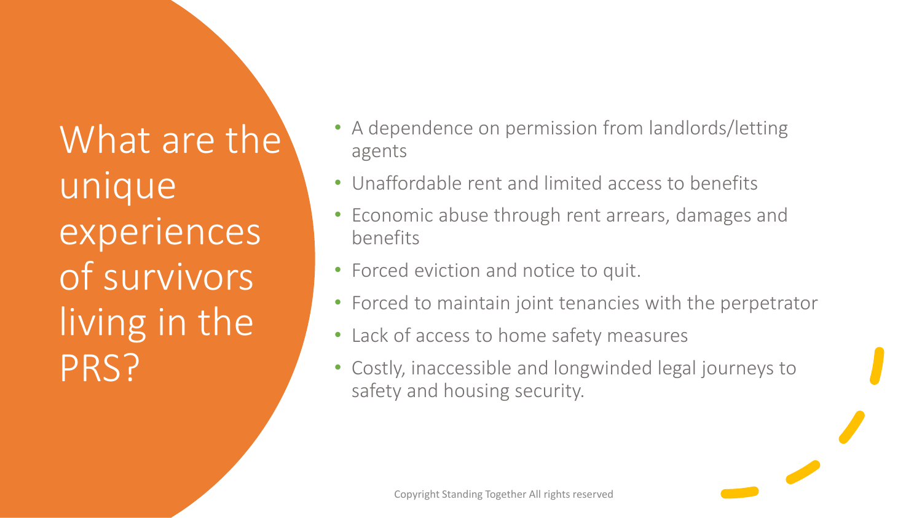# What are the unique experiences of survivors living in the PRS?

- A dependence on permission from landlords/letting agents
- Unaffordable rent and limited access to benefits
- Economic abuse through rent arrears, damages and benefits
- Forced eviction and notice to quit.
- Forced to maintain joint tenancies with the perpetrator
- Lack of access to home safety measures
- Costly, inaccessible and longwinded legal journeys to safety and housing security.

Copyright Standing Together All rights reserved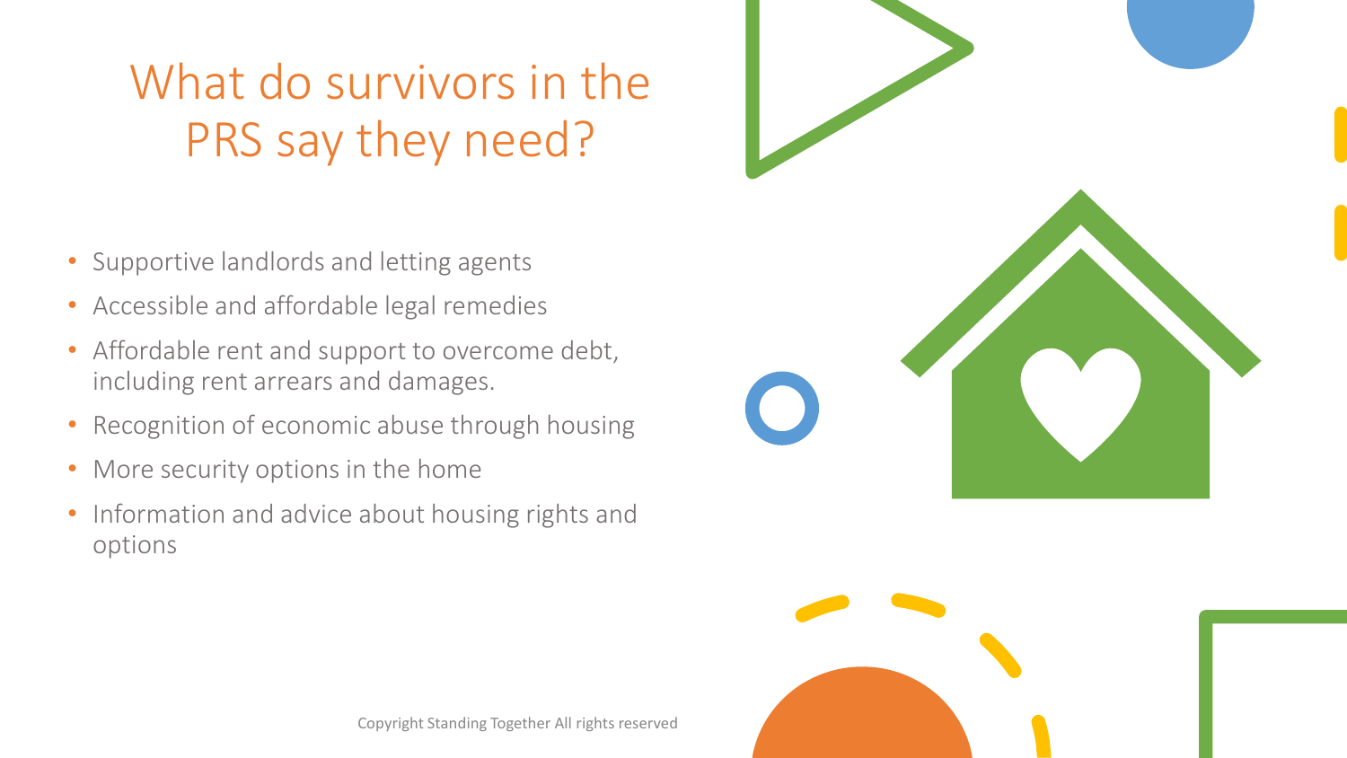# What do survivors in the PRS say they need?

- Supportive landlords and letting agents
- Accessible and affordable legal remedies
- Affordable rent and support to overcome debt, including rent arrears and damages.
- Recognition of economic abuse through housing
- More security options in the home
- Information and advice about housing rights and options

Copyright Standing Together All rights reserved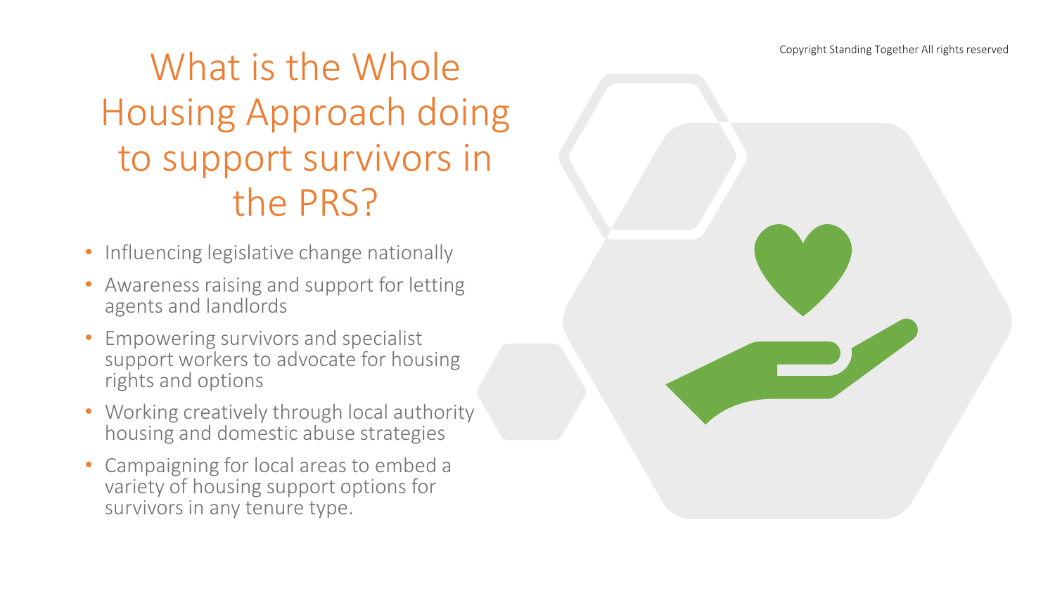# What is the Whole Housing Approach doing to support survivors in the PRS?

- Influencing legislative change nationally
- Awareness raising and support for letting agents and landlords
- Empowering survivors and specialist support workers to advocate for housing rights and options
- Working creatively through local authority housing and domestic abuse strategies
- Campaigning for local areas to embed a variety of housing support options for survivors in any tenure type.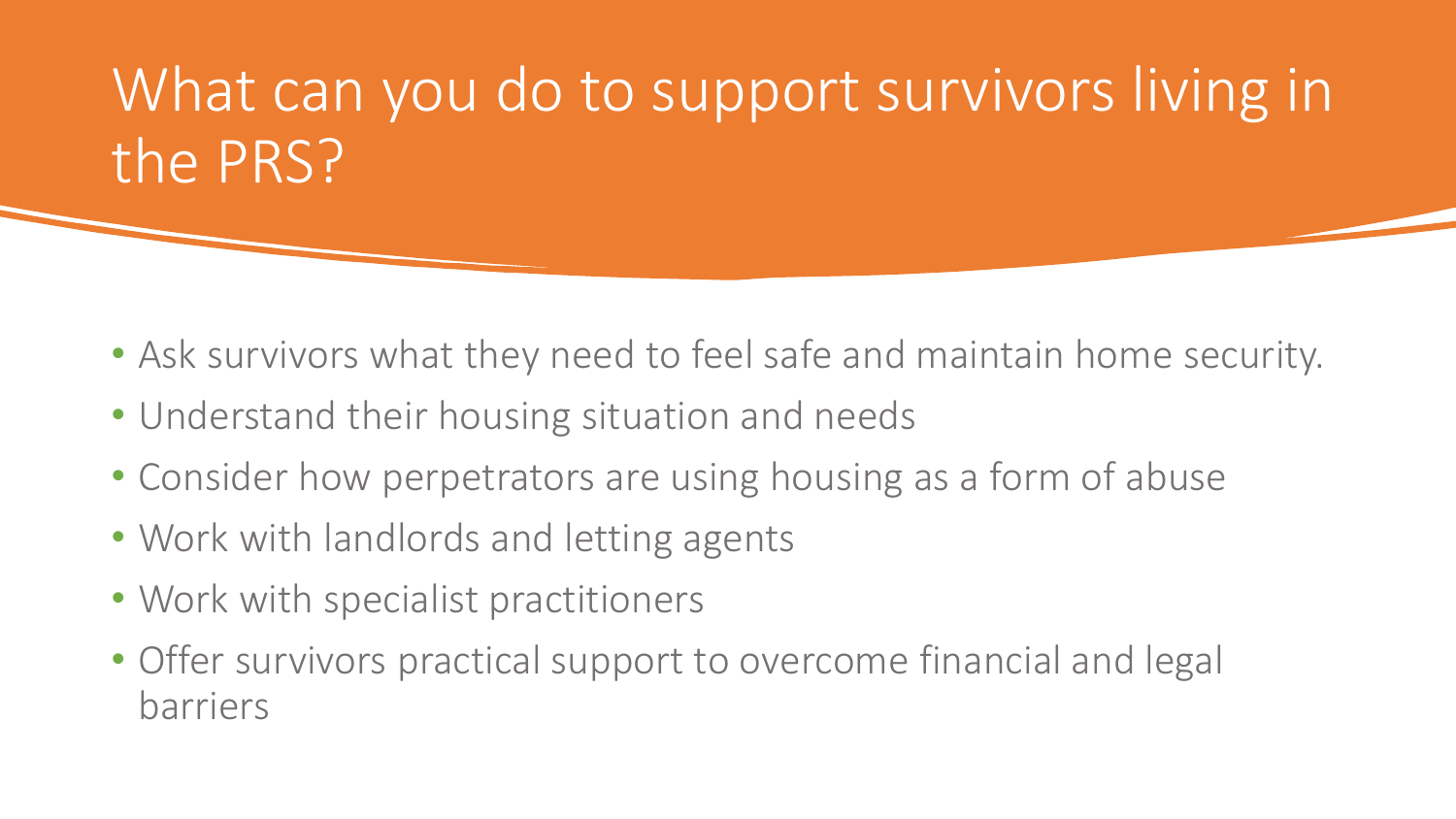# What can you do to support survivors living in the PRS?

- Ask survivors what they need to feel safe and maintain home security.
- Understand their housing situation and needs
- Consider how perpetrators are using housing as a form of abuse
- Work with landlords and letting agents
- Work with specialist practitioners
- Offer survivors practical support to overcome financial and legal barriers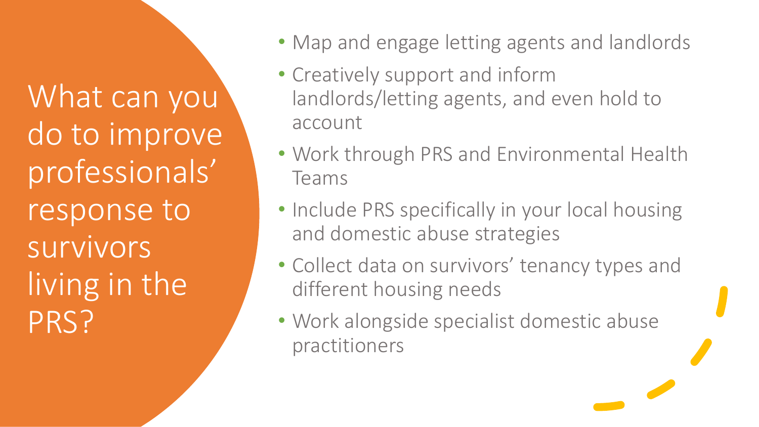# What can you do to improve professionals' response to survivors living in the PRS?

- Map and engage letting agents and landlords
- Creatively support and inform landlords/letting agents, and even hold to account
- Work through PRS and Environmental Health Teams
- Include PRS specifically in your local housing and domestic abuse strategies
- Collect data on survivors' tenancy types and different housing needs
- Work alongside specialist domestic abuse practitioners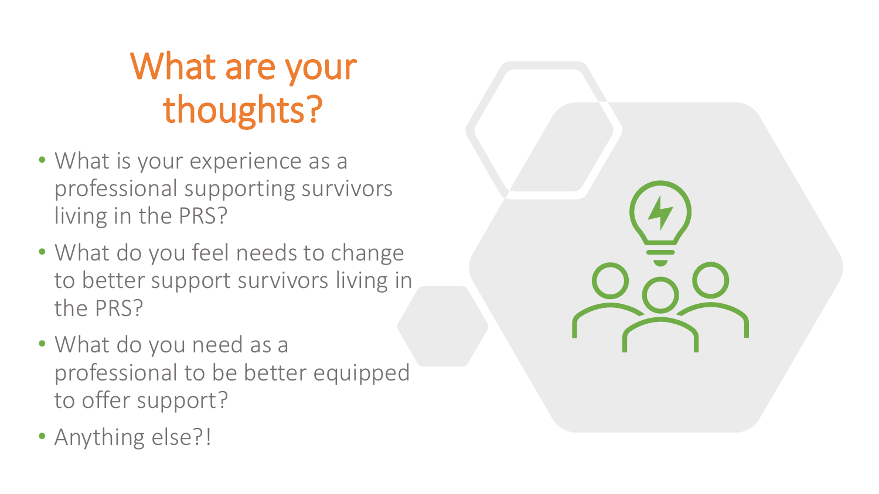# What are your thoughts?

- What is your experience as a professional supporting survivors living in the PRS?
- What do you feel needs to change to better support survivors living in the PRS?
- What do you need as a professional to be better equipped to offer support?
- Anything else?!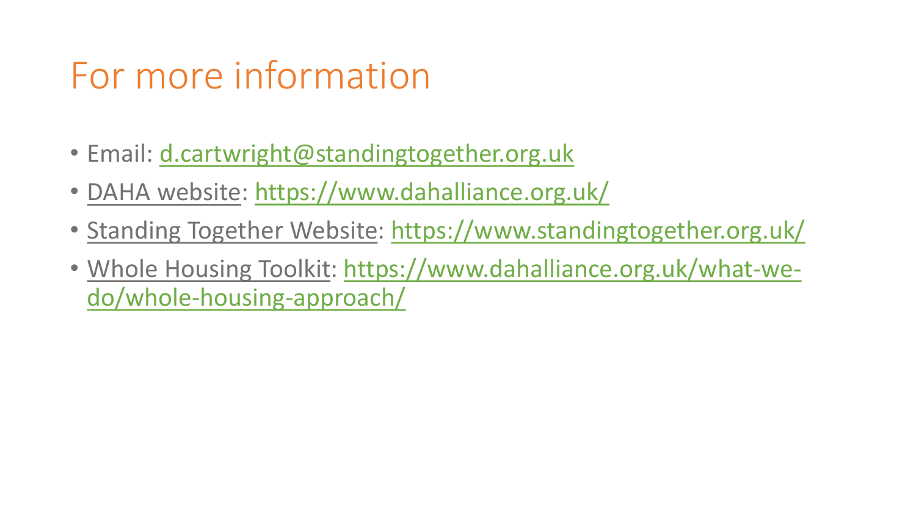# For more information

- Email: d.cartwright@standingtogether.org.uk
- DAHA website: https://www.dahalliance.org.uk/
- Standing Together Website: https://www.standingtogether.org.uk/
- Whole Housing Toolkit: https://www.dahalliance.org.uk/what-we-do/whole-housing-approach/